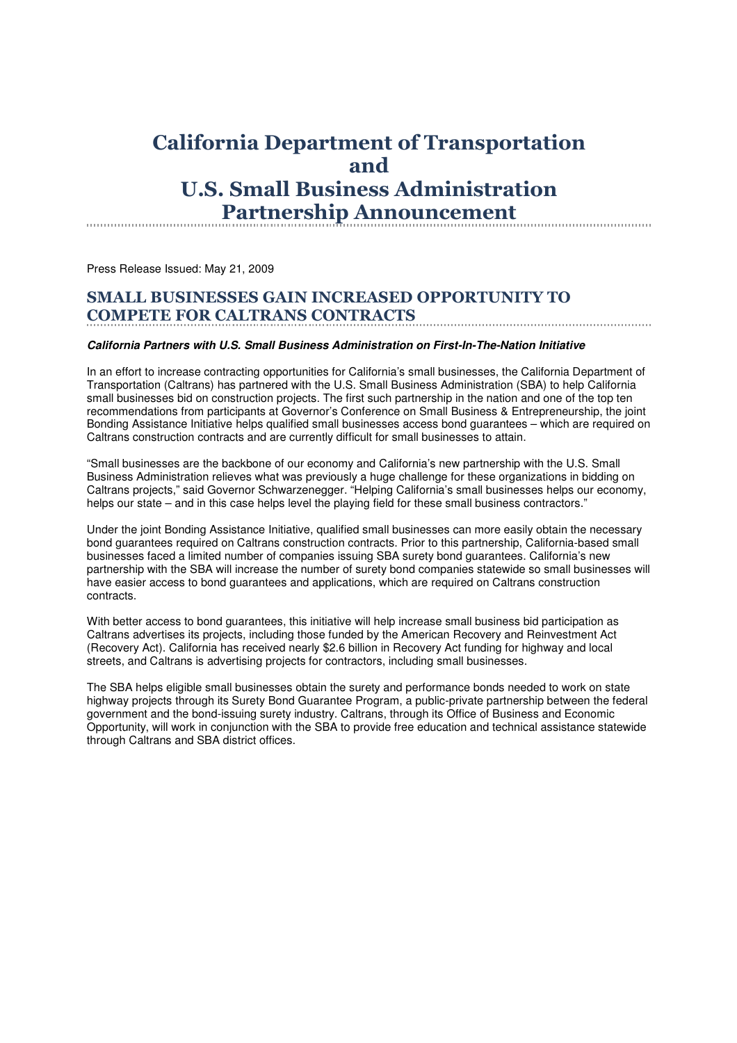# California Department of Transportation and U.S. Small Business Administration Partnership Announcement

Press Release Issued: May 21, 2009

## SMALL BUSINESSES GAIN INCREASED OPPORTUNITY TO COMPETE FOR CALTRANS CONTRACTS

***California Partners with U.S. Small Business Administration on First-In-The-Nation Initiative***

In an effort to increase contracting opportunities for California's small businesses, the California Department of Transportation (Caltrans) has partnered with the U.S. Small Business Administration (SBA) to help California small businesses bid on construction projects. The first such partnership in the nation and one of the top ten recommendations from participants at Governor's Conference on Small Business & Entrepreneurship, the joint Bonding Assistance Initiative helps qualified small businesses access bond guarantees – which are required on Caltrans construction contracts and are currently difficult for small businesses to attain.

"Small businesses are the backbone of our economy and California's new partnership with the U.S. Small Business Administration relieves what was previously a huge challenge for these organizations in bidding on Caltrans projects," said Governor Schwarzenegger. "Helping California's small businesses helps our economy, helps our state – and in this case helps level the playing field for these small business contractors."

Under the joint Bonding Assistance Initiative, qualified small businesses can more easily obtain the necessary bond guarantees required on Caltrans construction contracts. Prior to this partnership, California-based small businesses faced a limited number of companies issuing SBA surety bond guarantees. California's new partnership with the SBA will increase the number of surety bond companies statewide so small businesses will have easier access to bond guarantees and applications, which are required on Caltrans construction contracts.

With better access to bond guarantees, this initiative will help increase small business bid participation as Caltrans advertises its projects, including those funded by the American Recovery and Reinvestment Act (Recovery Act). California has received nearly $2.6 billion in Recovery Act funding for highway and local streets, and Caltrans is advertising projects for contractors, including small businesses.

The SBA helps eligible small businesses obtain the surety and performance bonds needed to work on state highway projects through its Surety Bond Guarantee Program, a public-private partnership between the federal government and the bond-issuing surety industry. Caltrans, through its Office of Business and Economic Opportunity, will work in conjunction with the SBA to provide free education and technical assistance statewide through Caltrans and SBA district offices.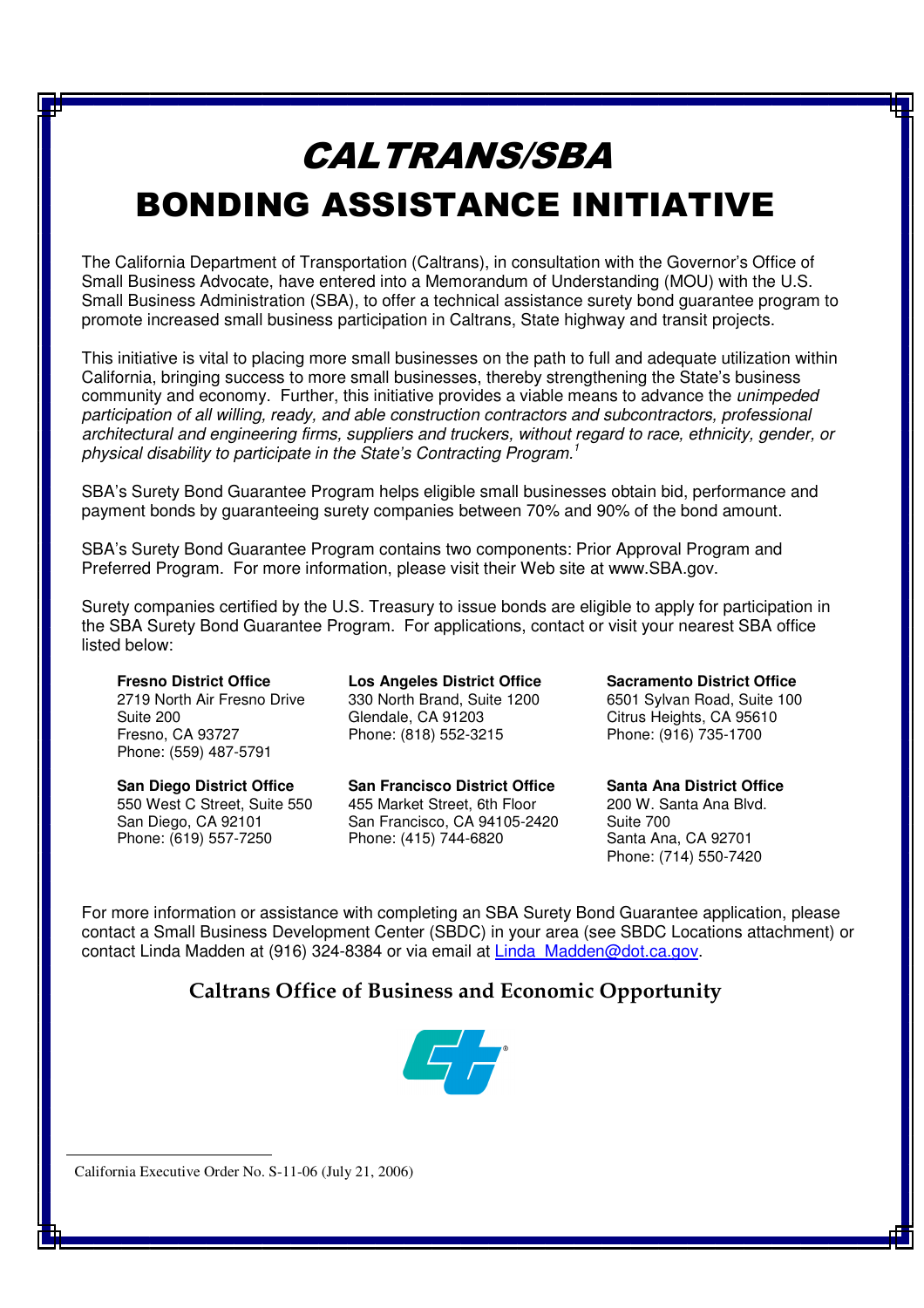# *CALTRANS/SBA*
# BONDING ASSISTANCE INITIATIVE

The California Department of Transportation (Caltrans), in consultation with the Governor's Office of Small Business Advocate, have entered into a Memorandum of Understanding (MOU) with the U.S. Small Business Administration (SBA), to offer a technical assistance surety bond guarantee program to promote increased small business participation in Caltrans, State highway and transit projects.

This initiative is vital to placing more small businesses on the path to full and adequate utilization within California, bringing success to more small businesses, thereby strengthening the State's business community and economy. Further, this initiative provides a viable means to advance the *unimpeded participation of all willing, ready, and able construction contractors and subcontractors, professional architectural and engineering firms, suppliers and truckers, without regard to race, ethnicity, gender, or physical disability to participate in the State's Contracting Program.*[1]

SBA's Surety Bond Guarantee Program helps eligible small businesses obtain bid, performance and payment bonds by guaranteeing surety companies between 70% and 90% of the bond amount.

SBA's Surety Bond Guarantee Program contains two components: Prior Approval Program and Preferred Program. For more information, please visit their Web site at www.SBA.gov.

Surety companies certified by the U.S. Treasury to issue bonds are eligible to apply for participation in the SBA Surety Bond Guarantee Program. For applications, contact or visit your nearest SBA office listed below:

**Fresno District Office**
2719 North Air Fresno Drive
Suite 200
Fresno, CA 93727
Phone: (559) 487-5791

**Los Angeles District Office**
330 North Brand, Suite 1200
Glendale, CA 91203
Phone: (818) 552-3215

**Sacramento District Office**
6501 Sylvan Road, Suite 100
Citrus Heights, CA 95610
Phone: (916) 735-1700

**San Diego District Office**
550 West C Street, Suite 550
San Diego, CA 92101
Phone: (619) 557-7250

**San Francisco District Office**
455 Market Street, 6th Floor
San Francisco, CA 94105-2420
Phone: (415) 744-6820

**Santa Ana District Office**
200 W. Santa Ana Blvd.
Suite 700
Santa Ana, CA 92701
Phone: (714) 550-7420

For more information or assistance with completing an SBA Surety Bond Guarantee application, please contact a Small Business Development Center (SBDC) in your area (see SBDC Locations attachment) or contact Linda Madden at (916) 324-8384 or via email at Linda_Madden@dot.ca.gov.

**Caltrans Office of Business and Economic Opportunity**

[1] California Executive Order No. S-11-06 (July 21, 2006)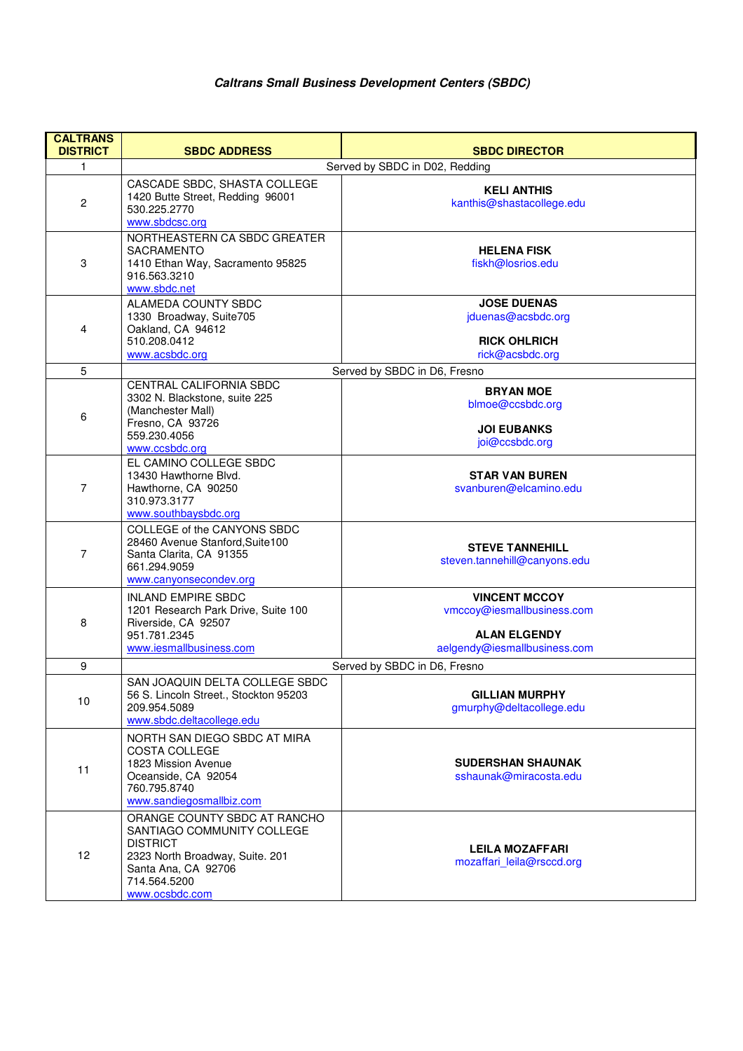***Caltrans Small Business Development Centers (SBDC)***

| CALTRANS DISTRICT | SBDC ADDRESS | SBDC DIRECTOR |
|---|---|---|
| 1 | Served by SBDC in D02, Redding | |
| 2 | CASCADE SBDC, SHASTA COLLEGE<br>1420 Butte Street, Redding 96001<br>530.225.2770<br>www.sbdcsc.org | **KELI ANTHIS**<br>kanthis@shastacollege.edu |
| 3 | NORTHEASTERN CA SBDC GREATER SACRAMENTO<br>1410 Ethan Way, Sacramento 95825<br>916.563.3210<br>www.sbdc.net | **HELENA FISK**<br>fiskh@losrios.edu |
| 4 | ALAMEDA COUNTY SBDC<br>1330 Broadway, Suite705<br>Oakland, CA 94612<br>510.208.0412<br>www.acsbdc.org | **JOSE DUENAS**<br>jduenas@acsbdc.org<br>**RICK OHLRICH**<br>rick@acsbdc.org |
| 5 | Served by SBDC in D6, Fresno | |
| 6 | CENTRAL CALIFORNIA SBDC<br>3302 N. Blackstone, suite 225<br>(Manchester Mall)<br>Fresno, CA 93726<br>559.230.4056<br>www.ccsbdc.org | **BRYAN MOE**<br>blmoe@ccsbdc.org<br>**JOI EUBANKS**<br>joi@ccsbdc.org |
| 7 | EL CAMINO COLLEGE SBDC<br>13430 Hawthorne Blvd.<br>Hawthorne, CA 90250<br>310.973.3177<br>www.southbaysbdc.org | **STAR VAN BUREN**<br>svanburen@elcamino.edu |
| 7 | COLLEGE of the CANYONS SBDC<br>28460 Avenue Stanford,Suite100<br>Santa Clarita, CA 91355<br>661.294.9059<br>www.canyonsecondev.org | **STEVE TANNEHILL**<br>steven.tannehill@canyons.edu |
| 8 | INLAND EMPIRE SBDC<br>1201 Research Park Drive, Suite 100<br>Riverside, CA 92507<br>951.781.2345<br>www.iesmallbusiness.com | **VINCENT MCCOY**<br>vmccoy@iesmallbusiness.com<br>**ALAN ELGENDY**<br>aelgendy@iesmallbusiness.com |
| 9 | Served by SBDC in D6, Fresno | |
| 10 | SAN JOAQUIN DELTA COLLEGE SBDC<br>56 S. Lincoln Street., Stockton 95203<br>209.954.5089<br>www.sbdc.deltacollege.edu | **GILLIAN MURPHY**<br>gmurphy@deltacollege.edu |
| 11 | NORTH SAN DIEGO SBDC AT MIRA COSTA COLLEGE<br>1823 Mission Avenue<br>Oceanside, CA 92054<br>760.795.8740<br>www.sandiegosmallbiz.com | **SUDERSHAN SHAUNAK**<br>sshaunak@miracosta.edu |
| 12 | ORANGE COUNTY SBDC AT RANCHO SANTIAGO COMMUNITY COLLEGE DISTRICT<br>2323 North Broadway, Suite. 201<br>Santa Ana, CA 92706<br>714.564.5200<br>www.ocsbdc.com | **LEILA MOZAFFARI**<br>mozaffari_leila@rsccd.org |